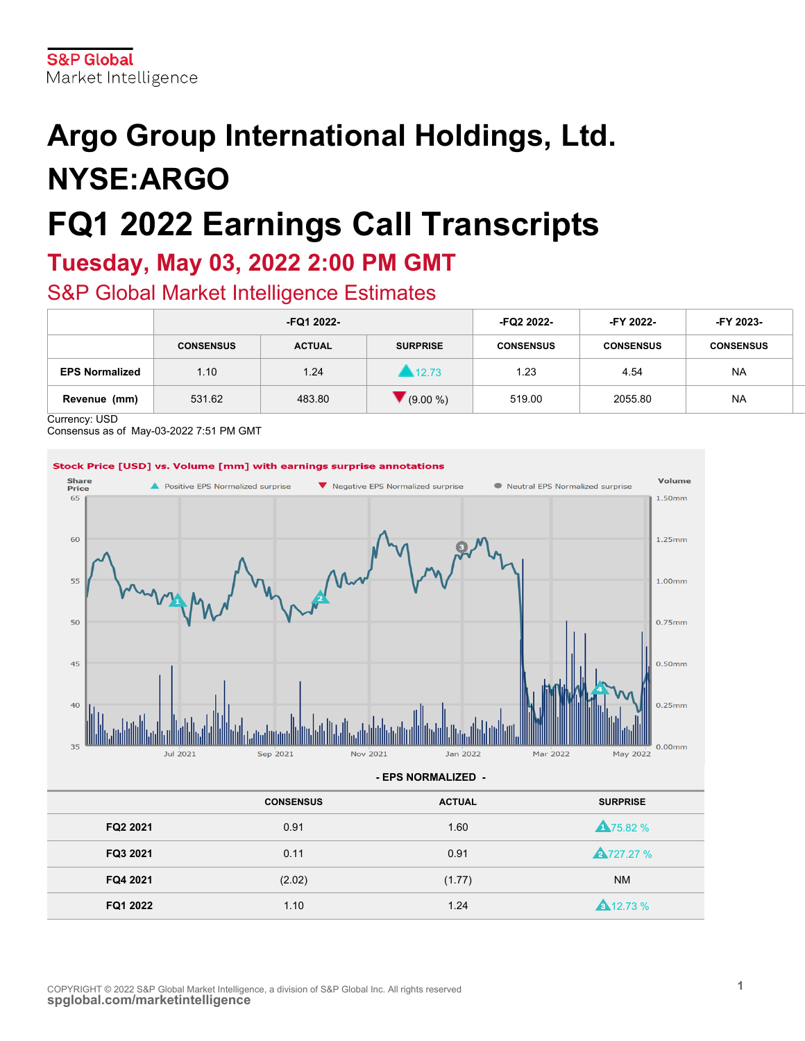S&P Global
Market Intelligence

# Argo Group International Holdings, Ltd. NYSE:ARGO

# FQ1 2022 Earnings Call Transcripts

## Tuesday, May 03, 2022 2:00 PM GMT

## S&P Global Market Intelligence Estimates

| | -FQ1 2022- | | | -FQ2 2022- | -FY 2022- | -FY 2023- |
|---|---|---|---|---|---|---|
| | CONSENSUS | ACTUAL | SURPRISE | CONSENSUS | CONSENSUS | CONSENSUS |
| **EPS Normalized** | 1.10 | 1.24 | ▲12.73 | 1.23 | 4.54 | NA |
| **Revenue (mm)** | 531.62 | 483.80 | ▼(9.00 %) | 519.00 | 2055.80 | NA |

Currency: USD
Consensus as of May-03-2022 7:51 PM GMT

Stock Price [USD] vs. Volume [mm] with earnings surprise annotations

| - EPS NORMALIZED - | CONSENSUS | ACTUAL | SURPRISE |
|---|---|---|---|
| **FQ2 2021** | 0.91 | 1.60 | ▲75.82 % |
| **FQ3 2021** | 0.11 | 0.91 | ▲727.27 % |
| **FQ4 2021** | (2.02) | (1.77) | NM |
| **FQ1 2022** | 1.10 | 1.24 | ▲12.73 % |

COPYRIGHT © 2022 S&P Global Market Intelligence, a division of S&P Global Inc. All rights reserved
spglobal.com/marketintelligence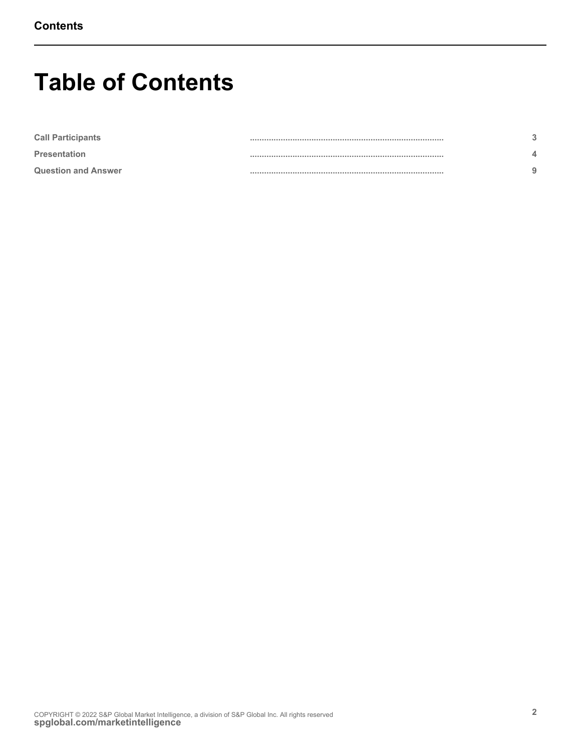# Table of Contents

| | | |
|---|---|---|
| Call Participants | .................................................................................. | 3 |
| Presentation | .................................................................................. | 4 |
| Question and Answer | .................................................................................. | 9 |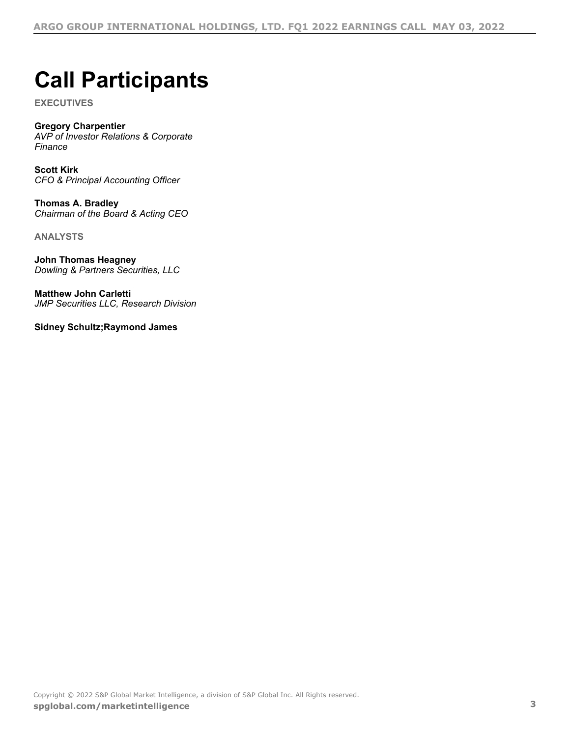# Call Participants

**EXECUTIVES**

**Gregory Charpentier**
*AVP of Investor Relations & Corporate Finance*

**Scott Kirk**
*CFO & Principal Accounting Officer*

**Thomas A. Bradley**
*Chairman of the Board & Acting CEO*

**ANALYSTS**

**John Thomas Heagney**
*Dowling & Partners Securities, LLC*

**Matthew John Carletti**
*JMP Securities LLC, Research Division*

**Sidney Schultz;Raymond James**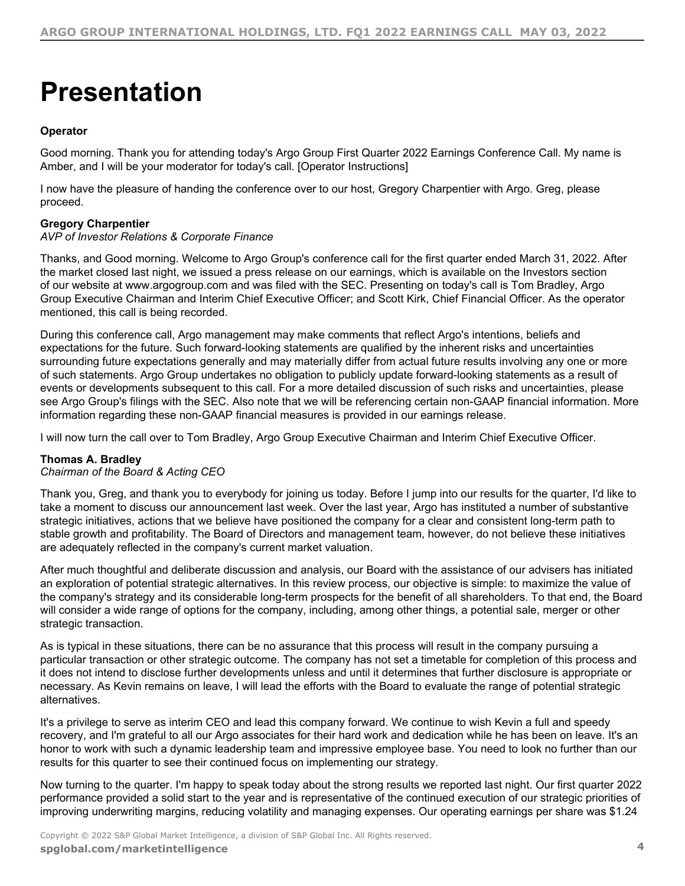# Presentation

**Operator**

Good morning. Thank you for attending today's Argo Group First Quarter 2022 Earnings Conference Call. My name is Amber, and I will be your moderator for today's call. [Operator Instructions]

I now have the pleasure of handing the conference over to our host, Gregory Charpentier with Argo. Greg, please proceed.

**Gregory Charpentier**
*AVP of Investor Relations & Corporate Finance*

Thanks, and Good morning. Welcome to Argo Group's conference call for the first quarter ended March 31, 2022. After the market closed last night, we issued a press release on our earnings, which is available on the Investors section of our website at www.argogroup.com and was filed with the SEC. Presenting on today's call is Tom Bradley, Argo Group Executive Chairman and Interim Chief Executive Officer; and Scott Kirk, Chief Financial Officer. As the operator mentioned, this call is being recorded.

During this conference call, Argo management may make comments that reflect Argo's intentions, beliefs and expectations for the future. Such forward-looking statements are qualified by the inherent risks and uncertainties surrounding future expectations generally and may materially differ from actual future results involving any one or more of such statements. Argo Group undertakes no obligation to publicly update forward-looking statements as a result of events or developments subsequent to this call. For a more detailed discussion of such risks and uncertainties, please see Argo Group's filings with the SEC. Also note that we will be referencing certain non-GAAP financial information. More information regarding these non-GAAP financial measures is provided in our earnings release.

I will now turn the call over to Tom Bradley, Argo Group Executive Chairman and Interim Chief Executive Officer.

**Thomas A. Bradley**
*Chairman of the Board & Acting CEO*

Thank you, Greg, and thank you to everybody for joining us today. Before I jump into our results for the quarter, I'd like to take a moment to discuss our announcement last week. Over the last year, Argo has instituted a number of substantive strategic initiatives, actions that we believe have positioned the company for a clear and consistent long-term path to stable growth and profitability. The Board of Directors and management team, however, do not believe these initiatives are adequately reflected in the company's current market valuation.

After much thoughtful and deliberate discussion and analysis, our Board with the assistance of our advisers has initiated an exploration of potential strategic alternatives. In this review process, our objective is simple: to maximize the value of the company's strategy and its considerable long-term prospects for the benefit of all shareholders. To that end, the Board will consider a wide range of options for the company, including, among other things, a potential sale, merger or other strategic transaction.

As is typical in these situations, there can be no assurance that this process will result in the company pursuing a particular transaction or other strategic outcome. The company has not set a timetable for completion of this process and it does not intend to disclose further developments unless and until it determines that further disclosure is appropriate or necessary. As Kevin remains on leave, I will lead the efforts with the Board to evaluate the range of potential strategic alternatives.

It's a privilege to serve as interim CEO and lead this company forward. We continue to wish Kevin a full and speedy recovery, and I'm grateful to all our Argo associates for their hard work and dedication while he has been on leave. It's an honor to work with such a dynamic leadership team and impressive employee base. You need to look no further than our results for this quarter to see their continued focus on implementing our strategy.

Now turning to the quarter. I'm happy to speak today about the strong results we reported last night. Our first quarter 2022 performance provided a solid start to the year and is representative of the continued execution of our strategic priorities of improving underwriting margins, reducing volatility and managing expenses. Our operating earnings per share was $1.24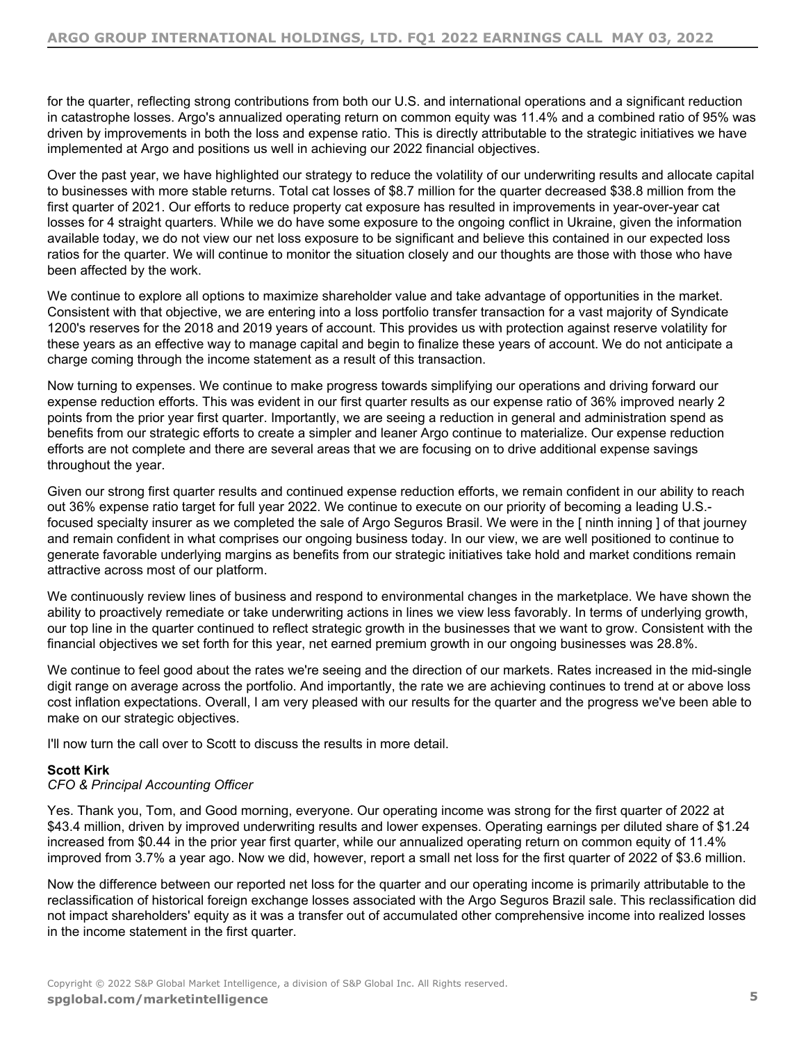for the quarter, reflecting strong contributions from both our U.S. and international operations and a significant reduction in catastrophe losses. Argo's annualized operating return on common equity was 11.4% and a combined ratio of 95% was driven by improvements in both the loss and expense ratio. This is directly attributable to the strategic initiatives we have implemented at Argo and positions us well in achieving our 2022 financial objectives.

Over the past year, we have highlighted our strategy to reduce the volatility of our underwriting results and allocate capital to businesses with more stable returns. Total cat losses of $8.7 million for the quarter decreased $38.8 million from the first quarter of 2021. Our efforts to reduce property cat exposure has resulted in improvements in year-over-year cat losses for 4 straight quarters. While we do have some exposure to the ongoing conflict in Ukraine, given the information available today, we do not view our net loss exposure to be significant and believe this contained in our expected loss ratios for the quarter. We will continue to monitor the situation closely and our thoughts are those with those who have been affected by the work.

We continue to explore all options to maximize shareholder value and take advantage of opportunities in the market. Consistent with that objective, we are entering into a loss portfolio transfer transaction for a vast majority of Syndicate 1200's reserves for the 2018 and 2019 years of account. This provides us with protection against reserve volatility for these years as an effective way to manage capital and begin to finalize these years of account. We do not anticipate a charge coming through the income statement as a result of this transaction.

Now turning to expenses. We continue to make progress towards simplifying our operations and driving forward our expense reduction efforts. This was evident in our first quarter results as our expense ratio of 36% improved nearly 2 points from the prior year first quarter. Importantly, we are seeing a reduction in general and administration spend as benefits from our strategic efforts to create a simpler and leaner Argo continue to materialize. Our expense reduction efforts are not complete and there are several areas that we are focusing on to drive additional expense savings throughout the year.

Given our strong first quarter results and continued expense reduction efforts, we remain confident in our ability to reach out 36% expense ratio target for full year 2022. We continue to execute on our priority of becoming a leading U.S.-focused specialty insurer as we completed the sale of Argo Seguros Brasil. We were in the [ ninth inning ] of that journey and remain confident in what comprises our ongoing business today. In our view, we are well positioned to continue to generate favorable underlying margins as benefits from our strategic initiatives take hold and market conditions remain attractive across most of our platform.

We continuously review lines of business and respond to environmental changes in the marketplace. We have shown the ability to proactively remediate or take underwriting actions in lines we view less favorably. In terms of underlying growth, our top line in the quarter continued to reflect strategic growth in the businesses that we want to grow. Consistent with the financial objectives we set forth for this year, net earned premium growth in our ongoing businesses was 28.8%.

We continue to feel good about the rates we're seeing and the direction of our markets. Rates increased in the mid-single digit range on average across the portfolio. And importantly, the rate we are achieving continues to trend at or above loss cost inflation expectations. Overall, I am very pleased with our results for the quarter and the progress we've been able to make on our strategic objectives.

I'll now turn the call over to Scott to discuss the results in more detail.

**Scott Kirk**
*CFO & Principal Accounting Officer*

Yes. Thank you, Tom, and Good morning, everyone. Our operating income was strong for the first quarter of 2022 at $43.4 million, driven by improved underwriting results and lower expenses. Operating earnings per diluted share of $1.24 increased from $0.44 in the prior year first quarter, while our annualized operating return on common equity of 11.4% improved from 3.7% a year ago. Now we did, however, report a small net loss for the first quarter of 2022 of $3.6 million.

Now the difference between our reported net loss for the quarter and our operating income is primarily attributable to the reclassification of historical foreign exchange losses associated with the Argo Seguros Brazil sale. This reclassification did not impact shareholders' equity as it was a transfer out of accumulated other comprehensive income into realized losses in the income statement in the first quarter.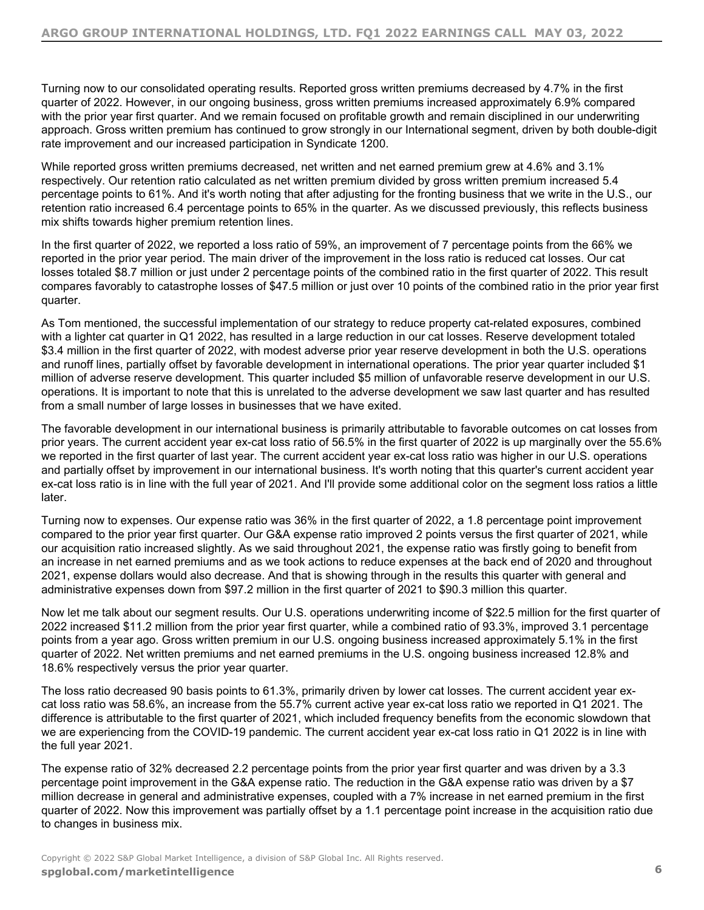Turning now to our consolidated operating results. Reported gross written premiums decreased by 4.7% in the first quarter of 2022. However, in our ongoing business, gross written premiums increased approximately 6.9% compared with the prior year first quarter. And we remain focused on profitable growth and remain disciplined in our underwriting approach. Gross written premium has continued to grow strongly in our International segment, driven by both double-digit rate improvement and our increased participation in Syndicate 1200.

While reported gross written premiums decreased, net written and net earned premium grew at 4.6% and 3.1% respectively. Our retention ratio calculated as net written premium divided by gross written premium increased 5.4 percentage points to 61%. And it's worth noting that after adjusting for the fronting business that we write in the U.S., our retention ratio increased 6.4 percentage points to 65% in the quarter. As we discussed previously, this reflects business mix shifts towards higher premium retention lines.

In the first quarter of 2022, we reported a loss ratio of 59%, an improvement of 7 percentage points from the 66% we reported in the prior year period. The main driver of the improvement in the loss ratio is reduced cat losses. Our cat losses totaled $8.7 million or just under 2 percentage points of the combined ratio in the first quarter of 2022. This result compares favorably to catastrophe losses of $47.5 million or just over 10 points of the combined ratio in the prior year first quarter.

As Tom mentioned, the successful implementation of our strategy to reduce property cat-related exposures, combined with a lighter cat quarter in Q1 2022, has resulted in a large reduction in our cat losses. Reserve development totaled $3.4 million in the first quarter of 2022, with modest adverse prior year reserve development in both the U.S. operations and runoff lines, partially offset by favorable development in international operations. The prior year quarter included $1 million of adverse reserve development. This quarter included $5 million of unfavorable reserve development in our U.S. operations. It is important to note that this is unrelated to the adverse development we saw last quarter and has resulted from a small number of large losses in businesses that we have exited.

The favorable development in our international business is primarily attributable to favorable outcomes on cat losses from prior years. The current accident year ex-cat loss ratio of 56.5% in the first quarter of 2022 is up marginally over the 55.6% we reported in the first quarter of last year. The current accident year ex-cat loss ratio was higher in our U.S. operations and partially offset by improvement in our international business. It's worth noting that this quarter's current accident year ex-cat loss ratio is in line with the full year of 2021. And I'll provide some additional color on the segment loss ratios a little later.

Turning now to expenses. Our expense ratio was 36% in the first quarter of 2022, a 1.8 percentage point improvement compared to the prior year first quarter. Our G&A expense ratio improved 2 points versus the first quarter of 2021, while our acquisition ratio increased slightly. As we said throughout 2021, the expense ratio was firstly going to benefit from an increase in net earned premiums and as we took actions to reduce expenses at the back end of 2020 and throughout 2021, expense dollars would also decrease. And that is showing through in the results this quarter with general and administrative expenses down from $97.2 million in the first quarter of 2021 to $90.3 million this quarter.

Now let me talk about our segment results. Our U.S. operations underwriting income of $22.5 million for the first quarter of 2022 increased $11.2 million from the prior year first quarter, while a combined ratio of 93.3%, improved 3.1 percentage points from a year ago. Gross written premium in our U.S. ongoing business increased approximately 5.1% in the first quarter of 2022. Net written premiums and net earned premiums in the U.S. ongoing business increased 12.8% and 18.6% respectively versus the prior year quarter.

The loss ratio decreased 90 basis points to 61.3%, primarily driven by lower cat losses. The current accident year ex-cat loss ratio was 58.6%, an increase from the 55.7% current active year ex-cat loss ratio we reported in Q1 2021. The difference is attributable to the first quarter of 2021, which included frequency benefits from the economic slowdown that we are experiencing from the COVID-19 pandemic. The current accident year ex-cat loss ratio in Q1 2022 is in line with the full year 2021.

The expense ratio of 32% decreased 2.2 percentage points from the prior year first quarter and was driven by a 3.3 percentage point improvement in the G&A expense ratio. The reduction in the G&A expense ratio was driven by a $7 million decrease in general and administrative expenses, coupled with a 7% increase in net earned premium in the first quarter of 2022. Now this improvement was partially offset by a 1.1 percentage point increase in the acquisition ratio due to changes in business mix.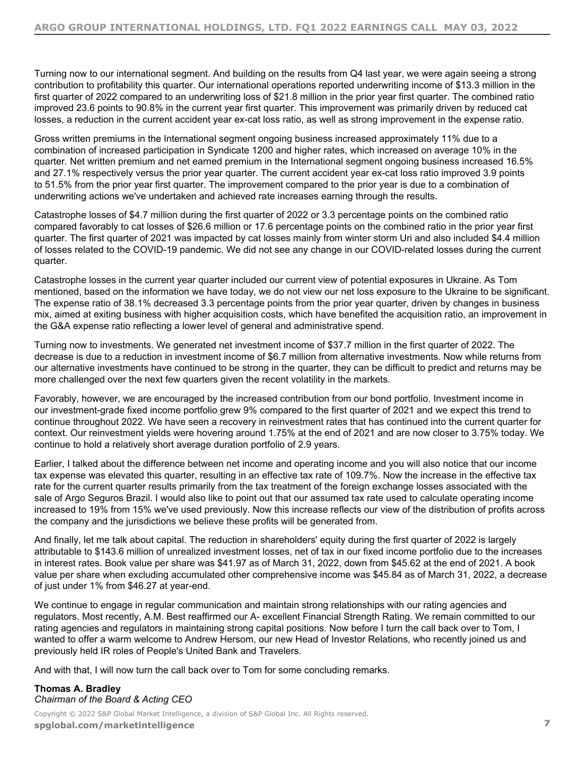Turning now to our international segment. And building on the results from Q4 last year, we were again seeing a strong contribution to profitability this quarter. Our international operations reported underwriting income of $13.3 million in the first quarter of 2022 compared to an underwriting loss of $21.8 million in the prior year first quarter. The combined ratio improved 23.6 points to 90.8% in the current year first quarter. This improvement was primarily driven by reduced cat losses, a reduction in the current accident year ex-cat loss ratio, as well as strong improvement in the expense ratio.

Gross written premiums in the International segment ongoing business increased approximately 11% due to a combination of increased participation in Syndicate 1200 and higher rates, which increased on average 10% in the quarter. Net written premium and net earned premium in the International segment ongoing business increased 16.5% and 27.1% respectively versus the prior year quarter. The current accident year ex-cat loss ratio improved 3.9 points to 51.5% from the prior year first quarter. The improvement compared to the prior year is due to a combination of underwriting actions we've undertaken and achieved rate increases earning through the results.

Catastrophe losses of $4.7 million during the first quarter of 2022 or 3.3 percentage points on the combined ratio compared favorably to cat losses of $26.6 million or 17.6 percentage points on the combined ratio in the prior year first quarter. The first quarter of 2021 was impacted by cat losses mainly from winter storm Uri and also included $4.4 million of losses related to the COVID-19 pandemic. We did not see any change in our COVID-related losses during the current quarter.

Catastrophe losses in the current year quarter included our current view of potential exposures in Ukraine. As Tom mentioned, based on the information we have today, we do not view our net loss exposure to the Ukraine to be significant. The expense ratio of 38.1% decreased 3.3 percentage points from the prior year quarter, driven by changes in business mix, aimed at exiting business with higher acquisition costs, which have benefited the acquisition ratio, an improvement in the G&A expense ratio reflecting a lower level of general and administrative spend.

Turning now to investments. We generated net investment income of $37.7 million in the first quarter of 2022. The decrease is due to a reduction in investment income of $6.7 million from alternative investments. Now while returns from our alternative investments have continued to be strong in the quarter, they can be difficult to predict and returns may be more challenged over the next few quarters given the recent volatility in the markets.

Favorably, however, we are encouraged by the increased contribution from our bond portfolio. Investment income in our investment-grade fixed income portfolio grew 9% compared to the first quarter of 2021 and we expect this trend to continue throughout 2022. We have seen a recovery in reinvestment rates that has continued into the current quarter for context. Our reinvestment yields were hovering around 1.75% at the end of 2021 and are now closer to 3.75% today. We continue to hold a relatively short average duration portfolio of 2.9 years.

Earlier, I talked about the difference between net income and operating income and you will also notice that our income tax expense was elevated this quarter, resulting in an effective tax rate of 109.7%. Now the increase in the effective tax rate for the current quarter results primarily from the tax treatment of the foreign exchange losses associated with the sale of Argo Seguros Brazil. I would also like to point out that our assumed tax rate used to calculate operating income increased to 19% from 15% we've used previously. Now this increase reflects our view of the distribution of profits across the company and the jurisdictions we believe these profits will be generated from.

And finally, let me talk about capital. The reduction in shareholders' equity during the first quarter of 2022 is largely attributable to $143.6 million of unrealized investment losses, net of tax in our fixed income portfolio due to the increases in interest rates. Book value per share was $41.97 as of March 31, 2022, down from $45.62 at the end of 2021. A book value per share when excluding accumulated other comprehensive income was $45.84 as of March 31, 2022, a decrease of just under 1% from $46.27 at year-end.

We continue to engage in regular communication and maintain strong relationships with our rating agencies and regulators. Most recently, A.M. Best reaffirmed our A- excellent Financial Strength Rating. We remain committed to our rating agencies and regulators in maintaining strong capital positions. Now before I turn the call back over to Tom, I wanted to offer a warm welcome to Andrew Hersom, our new Head of Investor Relations, who recently joined us and previously held IR roles of People's United Bank and Travelers.

And with that, I will now turn the call back over to Tom for some concluding remarks.

**Thomas A. Bradley**
*Chairman of the Board & Acting CEO*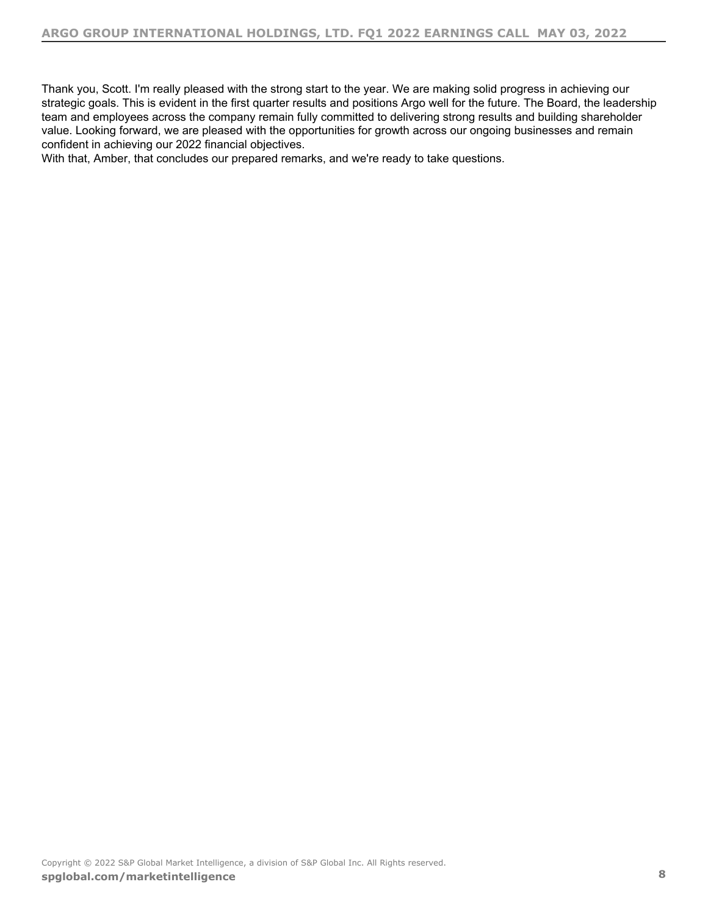Thank you, Scott. I'm really pleased with the strong start to the year. We are making solid progress in achieving our strategic goals. This is evident in the first quarter results and positions Argo well for the future. The Board, the leadership team and employees across the company remain fully committed to delivering strong results and building shareholder value. Looking forward, we are pleased with the opportunities for growth across our ongoing businesses and remain confident in achieving our 2022 financial objectives.

With that, Amber, that concludes our prepared remarks, and we're ready to take questions.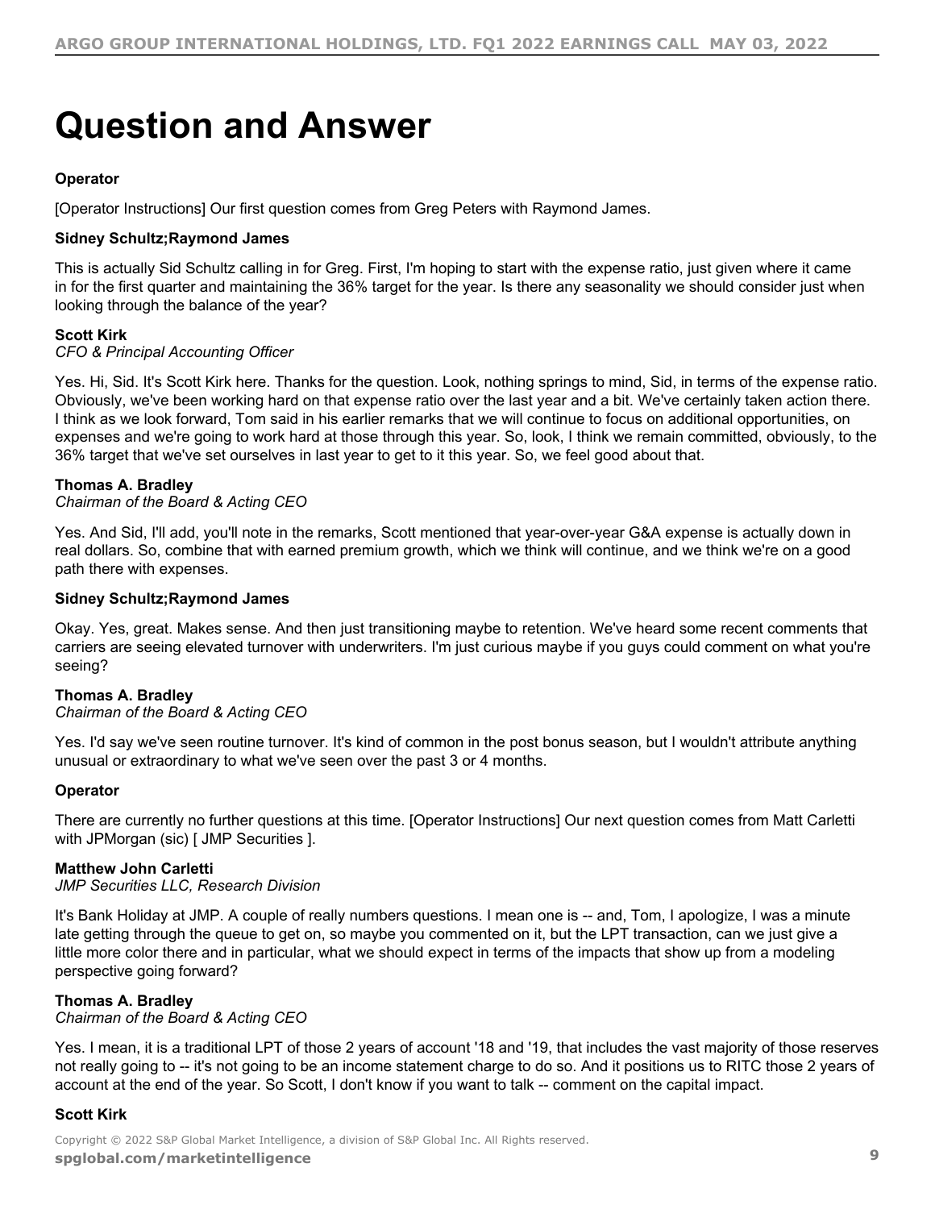# Question and Answer

**Operator**

[Operator Instructions] Our first question comes from Greg Peters with Raymond James.

**Sidney Schultz;Raymond James**

This is actually Sid Schultz calling in for Greg. First, I'm hoping to start with the expense ratio, just given where it came in for the first quarter and maintaining the 36% target for the year. Is there any seasonality we should consider just when looking through the balance of the year?

**Scott Kirk**
*CFO & Principal Accounting Officer*

Yes. Hi, Sid. It's Scott Kirk here. Thanks for the question. Look, nothing springs to mind, Sid, in terms of the expense ratio. Obviously, we've been working hard on that expense ratio over the last year and a bit. We've certainly taken action there. I think as we look forward, Tom said in his earlier remarks that we will continue to focus on additional opportunities, on expenses and we're going to work hard at those through this year. So, look, I think we remain committed, obviously, to the 36% target that we've set ourselves in last year to get to it this year. So, we feel good about that.

**Thomas A. Bradley**
*Chairman of the Board & Acting CEO*

Yes. And Sid, I'll add, you'll note in the remarks, Scott mentioned that year-over-year G&A expense is actually down in real dollars. So, combine that with earned premium growth, which we think will continue, and we think we're on a good path there with expenses.

**Sidney Schultz;Raymond James**

Okay. Yes, great. Makes sense. And then just transitioning maybe to retention. We've heard some recent comments that carriers are seeing elevated turnover with underwriters. I'm just curious maybe if you guys could comment on what you're seeing?

**Thomas A. Bradley**
*Chairman of the Board & Acting CEO*

Yes. I'd say we've seen routine turnover. It's kind of common in the post bonus season, but I wouldn't attribute anything unusual or extraordinary to what we've seen over the past 3 or 4 months.

**Operator**

There are currently no further questions at this time. [Operator Instructions] Our next question comes from Matt Carletti with JPMorgan (sic) [ JMP Securities ].

**Matthew John Carletti**
*JMP Securities LLC, Research Division*

It's Bank Holiday at JMP. A couple of really numbers questions. I mean one is -- and, Tom, I apologize, I was a minute late getting through the queue to get on, so maybe you commented on it, but the LPT transaction, can we just give a little more color there and in particular, what we should expect in terms of the impacts that show up from a modeling perspective going forward?

**Thomas A. Bradley**
*Chairman of the Board & Acting CEO*

Yes. I mean, it is a traditional LPT of those 2 years of account '18 and '19, that includes the vast majority of those reserves not really going to -- it's not going to be an income statement charge to do so. And it positions us to RITC those 2 years of account at the end of the year. So Scott, I don't know if you want to talk -- comment on the capital impact.

**Scott Kirk**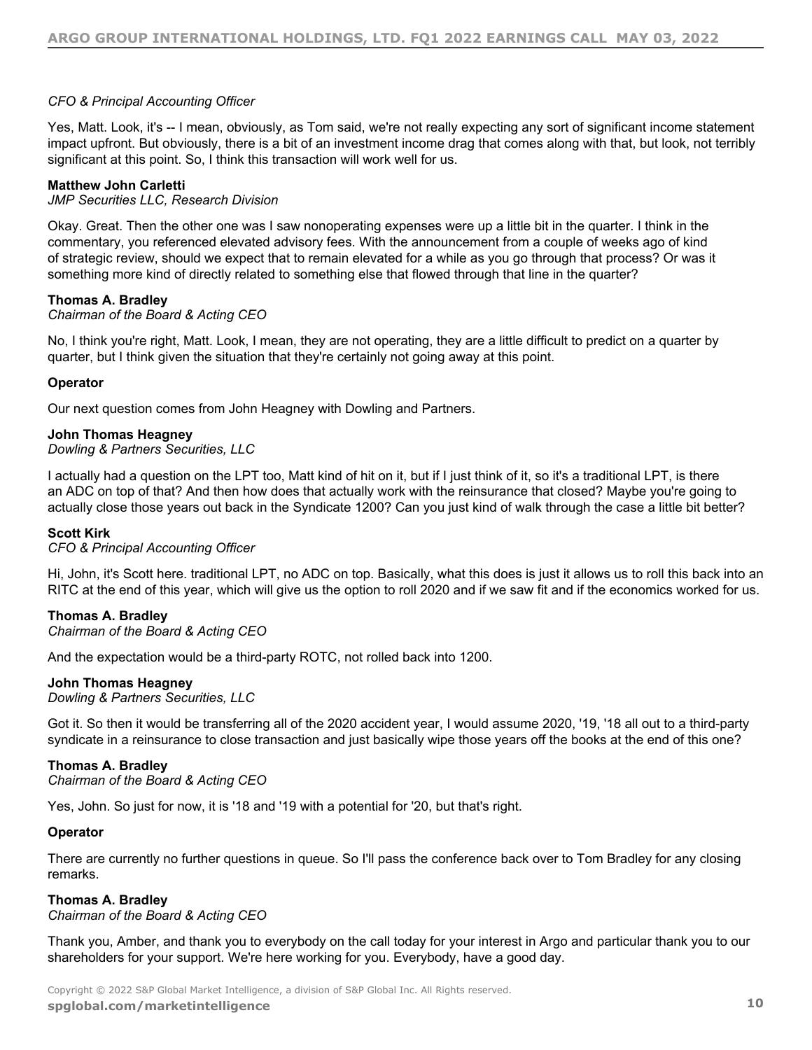*CFO & Principal Accounting Officer*

Yes, Matt. Look, it's -- I mean, obviously, as Tom said, we're not really expecting any sort of significant income statement impact upfront. But obviously, there is a bit of an investment income drag that comes along with that, but look, not terribly significant at this point. So, I think this transaction will work well for us.

**Matthew John Carletti**
*JMP Securities LLC, Research Division*

Okay. Great. Then the other one was I saw nonoperating expenses were up a little bit in the quarter. I think in the commentary, you referenced elevated advisory fees. With the announcement from a couple of weeks ago of kind of strategic review, should we expect that to remain elevated for a while as you go through that process? Or was it something more kind of directly related to something else that flowed through that line in the quarter?

**Thomas A. Bradley**
*Chairman of the Board & Acting CEO*

No, I think you're right, Matt. Look, I mean, they are not operating, they are a little difficult to predict on a quarter by quarter, but I think given the situation that they're certainly not going away at this point.

**Operator**

Our next question comes from John Heagney with Dowling and Partners.

**John Thomas Heagney**
*Dowling & Partners Securities, LLC*

I actually had a question on the LPT too, Matt kind of hit on it, but if I just think of it, so it's a traditional LPT, is there an ADC on top of that? And then how does that actually work with the reinsurance that closed? Maybe you're going to actually close those years out back in the Syndicate 1200? Can you just kind of walk through the case a little bit better?

**Scott Kirk**
*CFO & Principal Accounting Officer*

Hi, John, it's Scott here. traditional LPT, no ADC on top. Basically, what this does is just it allows us to roll this back into an RITC at the end of this year, which will give us the option to roll 2020 and if we saw fit and if the economics worked for us.

**Thomas A. Bradley**
*Chairman of the Board & Acting CEO*

And the expectation would be a third-party ROTC, not rolled back into 1200.

**John Thomas Heagney**
*Dowling & Partners Securities, LLC*

Got it. So then it would be transferring all of the 2020 accident year, I would assume 2020, '19, '18 all out to a third-party syndicate in a reinsurance to close transaction and just basically wipe those years off the books at the end of this one?

**Thomas A. Bradley**
*Chairman of the Board & Acting CEO*

Yes, John. So just for now, it is '18 and '19 with a potential for '20, but that's right.

**Operator**

There are currently no further questions in queue. So I'll pass the conference back over to Tom Bradley for any closing remarks.

**Thomas A. Bradley**
*Chairman of the Board & Acting CEO*

Thank you, Amber, and thank you to everybody on the call today for your interest in Argo and particular thank you to our shareholders for your support. We're here working for you. Everybody, have a good day.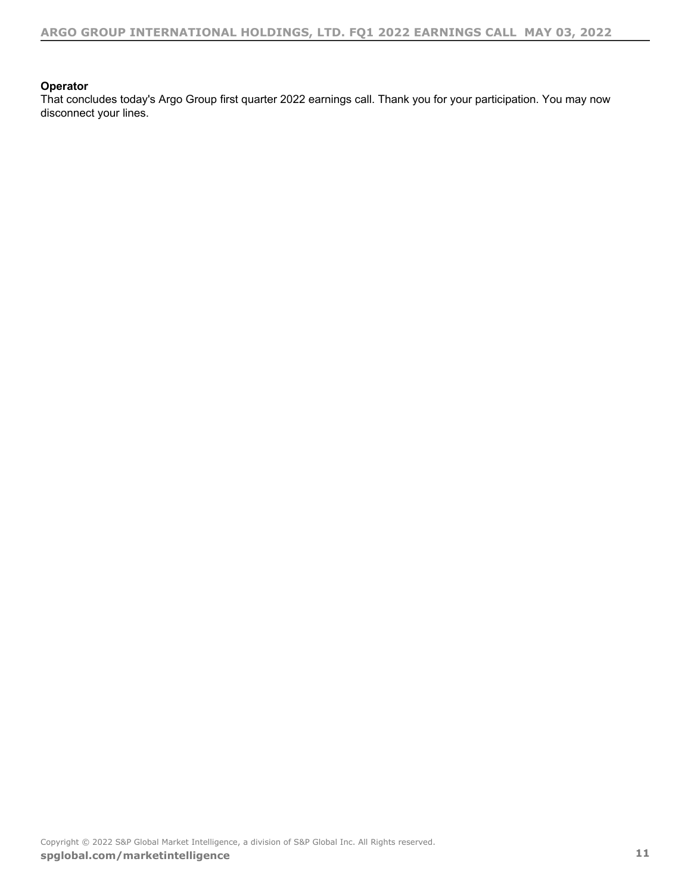**Operator**

That concludes today's Argo Group first quarter 2022 earnings call. Thank you for your participation. You may now disconnect your lines.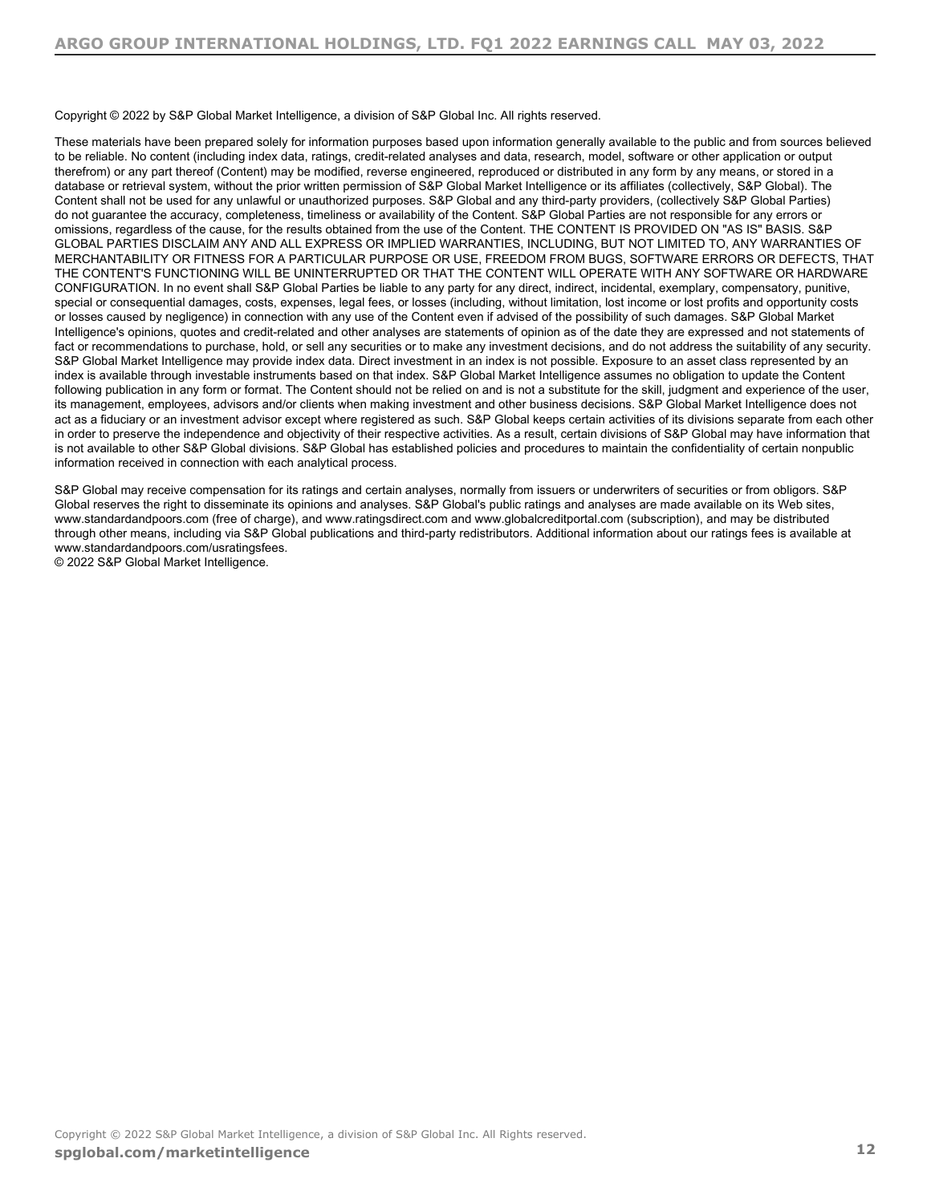Copyright © 2022 by S&P Global Market Intelligence, a division of S&P Global Inc. All rights reserved.

These materials have been prepared solely for information purposes based upon information generally available to the public and from sources believed to be reliable. No content (including index data, ratings, credit-related analyses and data, research, model, software or other application or output therefrom) or any part thereof (Content) may be modified, reverse engineered, reproduced or distributed in any form by any means, or stored in a database or retrieval system, without the prior written permission of S&P Global Market Intelligence or its affiliates (collectively, S&P Global). The Content shall not be used for any unlawful or unauthorized purposes. S&P Global and any third-party providers, (collectively S&P Global Parties) do not guarantee the accuracy, completeness, timeliness or availability of the Content. S&P Global Parties are not responsible for any errors or omissions, regardless of the cause, for the results obtained from the use of the Content. THE CONTENT IS PROVIDED ON "AS IS" BASIS. S&P GLOBAL PARTIES DISCLAIM ANY AND ALL EXPRESS OR IMPLIED WARRANTIES, INCLUDING, BUT NOT LIMITED TO, ANY WARRANTIES OF MERCHANTABILITY OR FITNESS FOR A PARTICULAR PURPOSE OR USE, FREEDOM FROM BUGS, SOFTWARE ERRORS OR DEFECTS, THAT THE CONTENT'S FUNCTIONING WILL BE UNINTERRUPTED OR THAT THE CONTENT WILL OPERATE WITH ANY SOFTWARE OR HARDWARE CONFIGURATION. In no event shall S&P Global Parties be liable to any party for any direct, indirect, incidental, exemplary, compensatory, punitive, special or consequential damages, costs, expenses, legal fees, or losses (including, without limitation, lost income or lost profits and opportunity costs or losses caused by negligence) in connection with any use of the Content even if advised of the possibility of such damages. S&P Global Market Intelligence's opinions, quotes and credit-related and other analyses are statements of opinion as of the date they are expressed and not statements of fact or recommendations to purchase, hold, or sell any securities or to make any investment decisions, and do not address the suitability of any security. S&P Global Market Intelligence may provide index data. Direct investment in an index is not possible. Exposure to an asset class represented by an index is available through investable instruments based on that index. S&P Global Market Intelligence assumes no obligation to update the Content following publication in any form or format. The Content should not be relied on and is not a substitute for the skill, judgment and experience of the user, its management, employees, advisors and/or clients when making investment and other business decisions. S&P Global Market Intelligence does not act as a fiduciary or an investment advisor except where registered as such. S&P Global keeps certain activities of its divisions separate from each other in order to preserve the independence and objectivity of their respective activities. As a result, certain divisions of S&P Global may have information that is not available to other S&P Global divisions. S&P Global has established policies and procedures to maintain the confidentiality of certain nonpublic information received in connection with each analytical process.

S&P Global may receive compensation for its ratings and certain analyses, normally from issuers or underwriters of securities or from obligors. S&P Global reserves the right to disseminate its opinions and analyses. S&P Global's public ratings and analyses are made available on its Web sites, www.standardandpoors.com (free of charge), and www.ratingsdirect.com and www.globalcreditportal.com (subscription), and may be distributed through other means, including via S&P Global publications and third-party redistributors. Additional information about our ratings fees is available at www.standardandpoors.com/usratingsfees.
© 2022 S&P Global Market Intelligence.